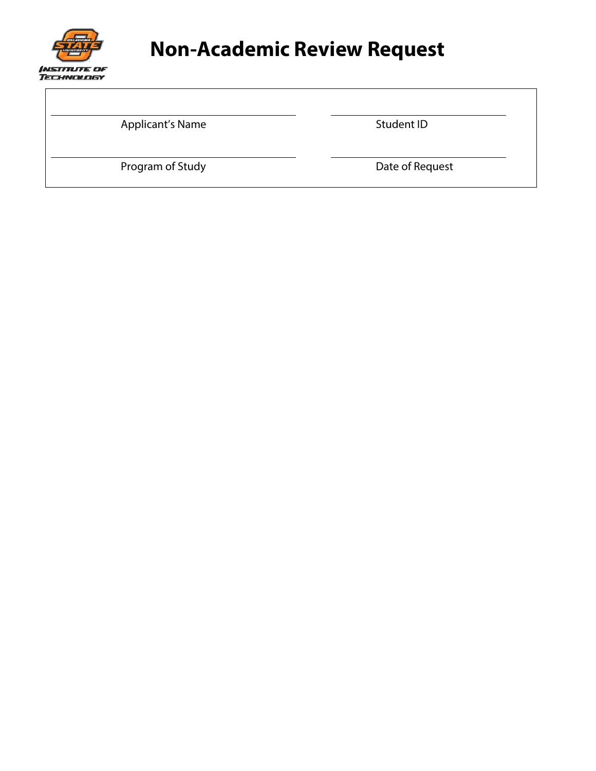# Non-Academic Review Request

| | |
|---|---|
| ______________________________ | ______________________________ |
| Applicant's Name | Student ID |
| ______________________________ | ______________________________ |
| Program of Study | Date of Request |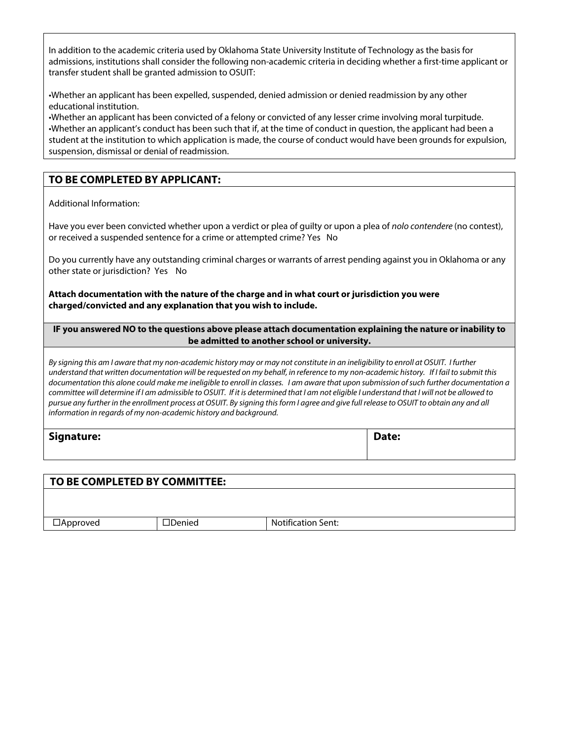In addition to the academic criteria used by Oklahoma State University Institute of Technology as the basis for admissions, institutions shall consider the following non-academic criteria in deciding whether a first-time applicant or transfer student shall be granted admission to OSUIT:

- Whether an applicant has been expelled, suspended, denied admission or denied readmission by any other educational institution.
- Whether an applicant has been convicted of a felony or convicted of any lesser crime involving moral turpitude.
- Whether an applicant's conduct has been such that if, at the time of conduct in question, the applicant had been a student at the institution to which application is made, the course of conduct would have been grounds for expulsion, suspension, dismissal or denial of readmission.

## TO BE COMPLETED BY APPLICANT:

Additional Information:

Have you ever been convicted whether upon a verdict or plea of guilty or upon a plea of *nolo contendere* (no contest), or received a suspended sentence for a crime or attempted crime? Yes No

Do you currently have any outstanding criminal charges or warrants of arrest pending against you in Oklahoma or any other state or jurisdiction? Yes No

**Attach documentation with the nature of the charge and in what court or jurisdiction you were charged/convicted and any explanation that you wish to include.**

**IF you answered NO to the questions above please attach documentation explaining the nature or inability to be admitted to another school or university.**

*By signing this am I aware that my non-academic history may or may not constitute in an ineligibility to enroll at OSUIT. I further understand that written documentation will be requested on my behalf, in reference to my non-academic history. If I fail to submit this documentation this alone could make me ineligible to enroll in classes. I am aware that upon submission of such further documentation a committee will determine if I am admissible to OSUIT. If it is determined that I am not eligible I understand that I will not be allowed to pursue any further in the enrollment process at OSUIT. By signing this form I agree and give full release to OSUIT to obtain any and all information in regards of my non-academic history and background.*

| **Signature:** | **Date:** |
| --- | --- |

## TO BE COMPLETED BY COMMITTEE:

| | | |
| --- | --- | --- |
| ☐Approved | ☐Denied | Notification Sent: |